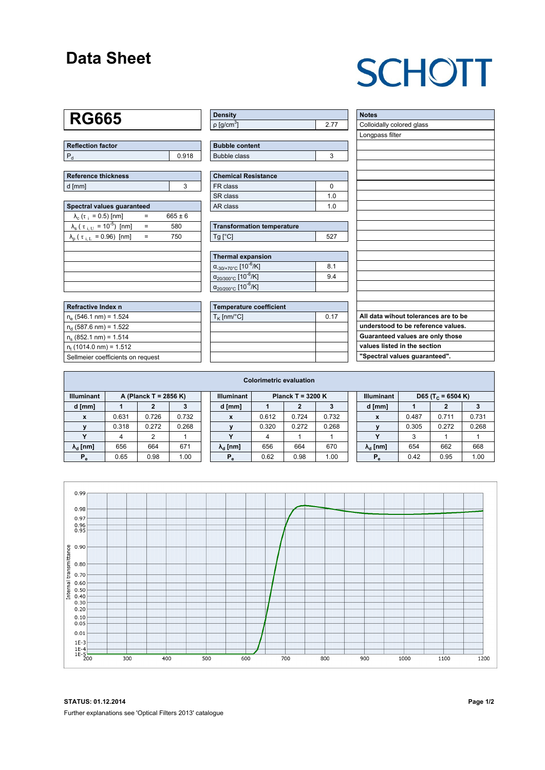# Data Sheet

SCHOTT

## RG665

| Reflection factor | |
|---|---|
| $P_d$ | 0.918 |

| Reference thickness | |
|---|---|
| d [mm] | 3 |

| Spectral values guaranteed | | |
|---|---|---|
| $\lambda_c$ ($\tau_i$ = 0.5) [nm] | = | 665 ± 6 |
| $\lambda_s$ ($\tau_{i,U}$ = $10^{-5}$) [nm] | = | 580 |
| $\lambda_p$ ($\tau_{i,L}$ = 0.96) [nm] | = | 750 |

| Refractive Index n |
|---|
| $n_e$ (546.1 nm) = 1.524 |
| $n_d$ (587.6 nm) = 1.522 |
| $n_s$ (852.1 nm) = 1.514 |
| $n_t$ (1014.0 nm) = 1.512 |
| Sellmeier coefficients on request |

| Density | |
|---|---|
| ρ [g/cm$^3$] | 2.77 |

| Bubble content | |
|---|---|
| Bubble class | 3 |

| Chemical Resistance | |
|---|---|
| FR class | 0 |
| SR class | 1.0 |
| AR class | 1.0 |

| Transformation temperature | |
|---|---|
| Tg [°C] | 527 |

| Thermal expansion | |
|---|---|
| $\alpha_{-30/+70°C}$ [$10^{-6}$/K] | 8.1 |
| $\alpha_{20/300°C}$ [$10^{-6}$/K] | 9.4 |
| $\alpha_{20/200°C}$ [$10^{-6}$/K] | |

| Temperature coefficient | |
|---|---|
| $T_K$ [nm/°C] | 0.17 |

| Notes |
|---|
| Colloidally colored glass |
| Longpass filter |

**All data wihout tolerances are to be understood to be reference values. Guaranteed values are only those values listed in the section "Spectral values guaranteed".**

### Colorimetric evaluation

| Illuminant | A (Planck T = 2856 K) | | |
|---|---|---|---|
| d [mm] | 1 | 2 | 3 |
| x | 0.631 | 0.726 | 0.732 |
| y | 0.318 | 0.272 | 0.268 |
| Y | 4 | 2 | 1 |
| $\lambda_d$ [nm] | 656 | 664 | 671 |
| $P_e$ | 0.65 | 0.98 | 1.00 |

| Illuminant | Planck T = 3200 K | | |
|---|---|---|---|
| d [mm] | 1 | 2 | 3 |
| x | 0.612 | 0.724 | 0.732 |
| y | 0.320 | 0.272 | 0.268 |
| Y | 4 | 1 | 1 |
| $\lambda_d$ [nm] | 656 | 664 | 670 |
| $P_e$ | 0.62 | 0.98 | 1.00 |

| Illuminant | D65 ($T_C$ = 6504 K) | | |
|---|---|---|---|
| d [mm] | 1 | 2 | 3 |
| x | 0.487 | 0.711 | 0.731 |
| y | 0.305 | 0.272 | 0.268 |
| Y | 3 | 1 | 1 |
| $\lambda_d$ [nm] | 654 | 662 | 668 |
| $P_e$ | 0.42 | 0.95 | 1.00 |

**STATUS: 01.12.2014**

Further explanations see 'Optical Filters 2013' catalogue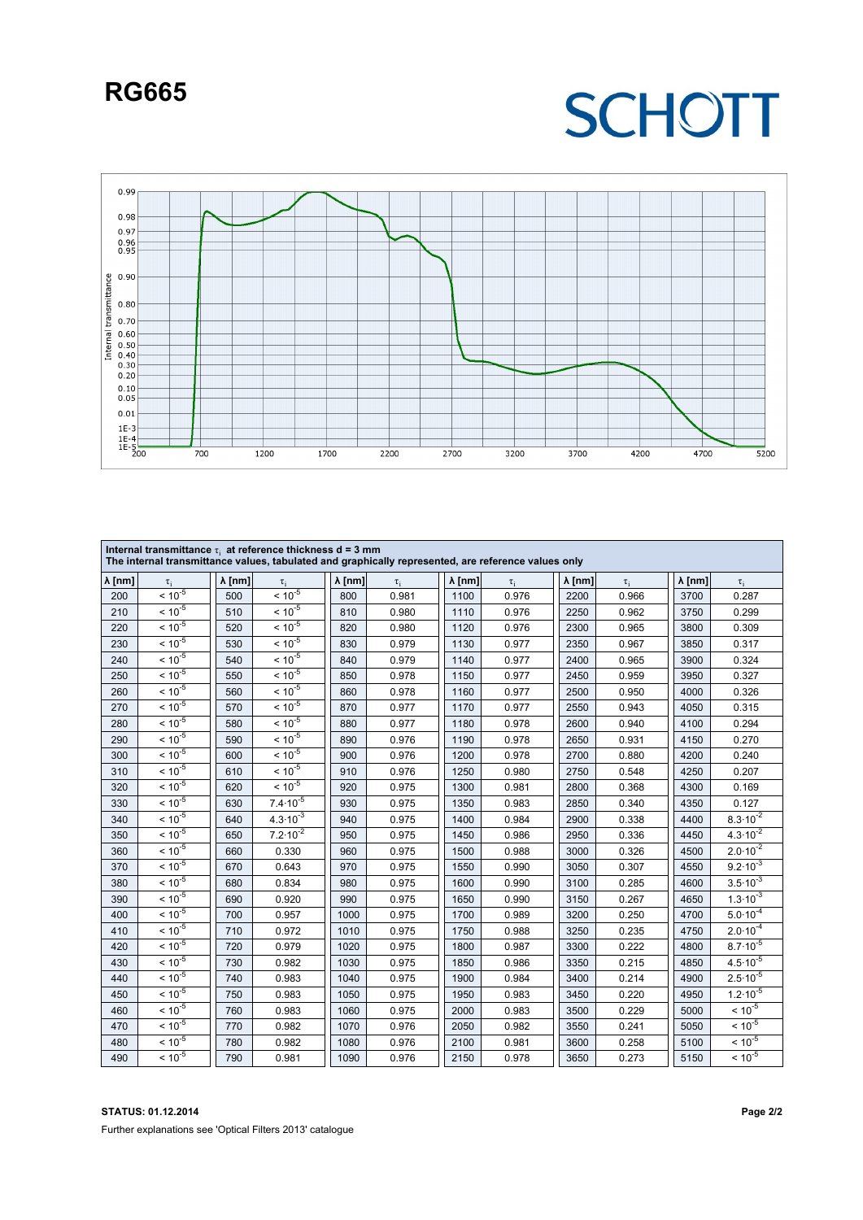# RG665

SCHOTT

0.99
0.98
0.97
0.96
0.95
0.90
0.80
0.70
0.60
0.50
0.40
0.30
0.20
0.10
0.05
0.01
1E-3
1E-4
1E-5

Internal transmittance

200
700
1200
1700
2200
2700
3200
3700
4200
4700
5200

**Internal transmittance $\tau_i$ at reference thickness d = 3 mm**
**The internal transmittance values, tabulated and graphically represented, are reference values only**

| λ [nm] | $\tau_i$ | λ [nm] | $\tau_i$ | λ [nm] | $\tau_i$ | λ [nm] | $\tau_i$ | λ [nm] | $\tau_i$ | λ [nm] | $\tau_i$ |
|---|---|---|---|---|---|---|---|---|---|---|---|
| 200 | $< 10^{-5}$ | 500 | $< 10^{-5}$ | 800 | 0.981 | 1100 | 0.976 | 2200 | 0.966 | 3700 | 0.287 |
| 210 | $< 10^{-5}$ | 510 | $< 10^{-5}$ | 810 | 0.980 | 1110 | 0.976 | 2250 | 0.962 | 3750 | 0.299 |
| 220 | $< 10^{-5}$ | 520 | $< 10^{-5}$ | 820 | 0.980 | 1120 | 0.976 | 2300 | 0.965 | 3800 | 0.309 |
| 230 | $< 10^{-5}$ | 530 | $< 10^{-5}$ | 830 | 0.979 | 1130 | 0.977 | 2350 | 0.967 | 3850 | 0.317 |
| 240 | $< 10^{-5}$ | 540 | $< 10^{-5}$ | 840 | 0.979 | 1140 | 0.977 | 2400 | 0.965 | 3900 | 0.324 |
| 250 | $< 10^{-5}$ | 550 | $< 10^{-5}$ | 850 | 0.978 | 1150 | 0.977 | 2450 | 0.959 | 3950 | 0.327 |
| 260 | $< 10^{-5}$ | 560 | $< 10^{-5}$ | 860 | 0.978 | 1160 | 0.977 | 2500 | 0.950 | 4000 | 0.326 |
| 270 | $< 10^{-5}$ | 570 | $< 10^{-5}$ | 870 | 0.977 | 1170 | 0.977 | 2550 | 0.943 | 4050 | 0.315 |
| 280 | $< 10^{-5}$ | 580 | $< 10^{-5}$ | 880 | 0.977 | 1180 | 0.978 | 2600 | 0.940 | 4100 | 0.294 |
| 290 | $< 10^{-5}$ | 590 | $< 10^{-5}$ | 890 | 0.976 | 1190 | 0.978 | 2650 | 0.931 | 4150 | 0.270 |
| 300 | $< 10^{-5}$ | 600 | $< 10^{-5}$ | 900 | 0.976 | 1200 | 0.978 | 2700 | 0.880 | 4200 | 0.240 |
| 310 | $< 10^{-5}$ | 610 | $< 10^{-5}$ | 910 | 0.976 | 1250 | 0.980 | 2750 | 0.548 | 4250 | 0.207 |
| 320 | $< 10^{-5}$ | 620 | $< 10^{-5}$ | 920 | 0.975 | 1300 | 0.981 | 2800 | 0.368 | 4300 | 0.169 |
| 330 | $< 10^{-5}$ | 630 | $7.4 \cdot 10^{-5}$ | 930 | 0.975 | 1350 | 0.983 | 2850 | 0.340 | 4350 | 0.127 |
| 340 | $< 10^{-5}$ | 640 | $4.3 \cdot 10^{-3}$ | 940 | 0.975 | 1400 | 0.984 | 2900 | 0.338 | 4400 | $8.3 \cdot 10^{-2}$ |
| 350 | $< 10^{-5}$ | 650 | $7.2 \cdot 10^{-2}$ | 950 | 0.975 | 1450 | 0.986 | 2950 | 0.336 | 4450 | $4.3 \cdot 10^{-2}$ |
| 360 | $< 10^{-5}$ | 660 | 0.330 | 960 | 0.975 | 1500 | 0.988 | 3000 | 0.326 | 4500 | $2.0 \cdot 10^{-2}$ |
| 370 | $< 10^{-5}$ | 670 | 0.643 | 970 | 0.975 | 1550 | 0.990 | 3050 | 0.307 | 4550 | $9.2 \cdot 10^{-3}$ |
| 380 | $< 10^{-5}$ | 680 | 0.834 | 980 | 0.975 | 1600 | 0.990 | 3100 | 0.285 | 4600 | $3.5 \cdot 10^{-3}$ |
| 390 | $< 10^{-5}$ | 690 | 0.920 | 990 | 0.975 | 1650 | 0.990 | 3150 | 0.267 | 4650 | $1.3 \cdot 10^{-3}$ |
| 400 | $< 10^{-5}$ | 700 | 0.957 | 1000 | 0.975 | 1700 | 0.989 | 3200 | 0.250 | 4700 | $5.0 \cdot 10^{-4}$ |
| 410 | $< 10^{-5}$ | 710 | 0.972 | 1010 | 0.975 | 1750 | 0.988 | 3250 | 0.235 | 4750 | $2.0 \cdot 10^{-4}$ |
| 420 | $< 10^{-5}$ | 720 | 0.979 | 1020 | 0.975 | 1800 | 0.987 | 3300 | 0.222 | 4800 | $8.7 \cdot 10^{-5}$ |
| 430 | $< 10^{-5}$ | 730 | 0.982 | 1030 | 0.975 | 1850 | 0.986 | 3350 | 0.215 | 4850 | $4.5 \cdot 10^{-5}$ |
| 440 | $< 10^{-5}$ | 740 | 0.983 | 1040 | 0.975 | 1900 | 0.984 | 3400 | 0.214 | 4900 | $2.5 \cdot 10^{-5}$ |
| 450 | $< 10^{-5}$ | 750 | 0.983 | 1050 | 0.975 | 1950 | 0.983 | 3450 | 0.220 | 4950 | $1.2 \cdot 10^{-5}$ |
| 460 | $< 10^{-5}$ | 760 | 0.983 | 1060 | 0.975 | 2000 | 0.983 | 3500 | 0.229 | 5000 | $< 10^{-5}$ |
| 470 | $< 10^{-5}$ | 770 | 0.982 | 1070 | 0.976 | 2050 | 0.982 | 3550 | 0.241 | 5050 | $< 10^{-5}$ |
| 480 | $< 10^{-5}$ | 780 | 0.982 | 1080 | 0.976 | 2100 | 0.981 | 3600 | 0.258 | 5100 | $< 10^{-5}$ |
| 490 | $< 10^{-5}$ | 790 | 0.981 | 1090 | 0.976 | 2150 | 0.978 | 3650 | 0.273 | 5150 | $< 10^{-5}$ |

**STATUS: 01.12.2014**

Further explanations see 'Optical Filters 2013' catalogue